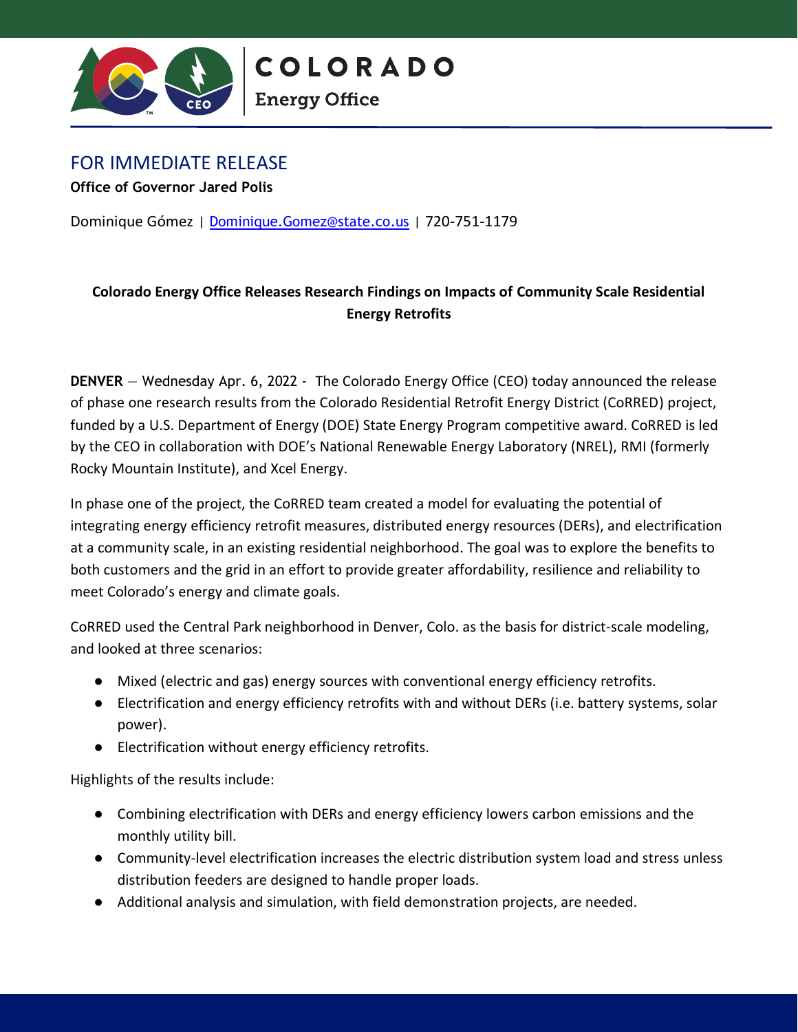COLORADO
Energy Office

## FOR IMMEDIATE RELEASE

**Office of Governor Jared Polis**

Dominique Gómez | Dominique.Gomez@state.co.us | 720-751-1179

**Colorado Energy Office Releases Research Findings on Impacts of Community Scale Residential Energy Retrofits**

**DENVER** — Wednesday Apr. 6, 2022 - The Colorado Energy Office (CEO) today announced the release of phase one research results from the Colorado Residential Retrofit Energy District (CoRRED) project, funded by a U.S. Department of Energy (DOE) State Energy Program competitive award. CoRRED is led by the CEO in collaboration with DOE's National Renewable Energy Laboratory (NREL), RMI (formerly Rocky Mountain Institute), and Xcel Energy.

In phase one of the project, the CoRRED team created a model for evaluating the potential of integrating energy efficiency retrofit measures, distributed energy resources (DERs), and electrification at a community scale, in an existing residential neighborhood. The goal was to explore the benefits to both customers and the grid in an effort to provide greater affordability, resilience and reliability to meet Colorado's energy and climate goals.

CoRRED used the Central Park neighborhood in Denver, Colo. as the basis for district-scale modeling, and looked at three scenarios:

- Mixed (electric and gas) energy sources with conventional energy efficiency retrofits.
- Electrification and energy efficiency retrofits with and without DERs (i.e. battery systems, solar power).
- Electrification without energy efficiency retrofits.

Highlights of the results include:

- Combining electrification with DERs and energy efficiency lowers carbon emissions and the monthly utility bill.
- Community-level electrification increases the electric distribution system load and stress unless distribution feeders are designed to handle proper loads.
- Additional analysis and simulation, with field demonstration projects, are needed.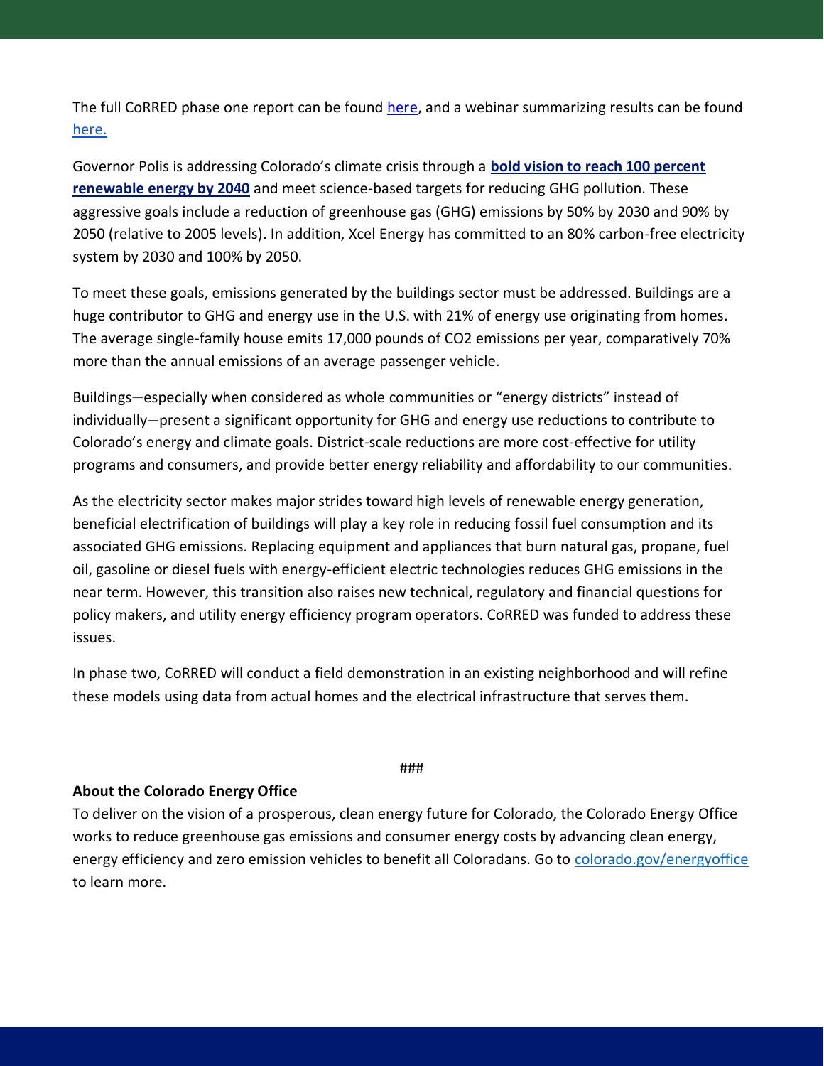The full CoRRED phase one report can be found here, and a webinar summarizing results can be found here.

Governor Polis is addressing Colorado's climate crisis through a **bold vision to reach 100 percent renewable energy by 2040** and meet science-based targets for reducing GHG pollution. These aggressive goals include a reduction of greenhouse gas (GHG) emissions by 50% by 2030 and 90% by 2050 (relative to 2005 levels). In addition, Xcel Energy has committed to an 80% carbon-free electricity system by 2030 and 100% by 2050.

To meet these goals, emissions generated by the buildings sector must be addressed. Buildings are a huge contributor to GHG and energy use in the U.S. with 21% of energy use originating from homes. The average single-family house emits 17,000 pounds of $CO_2$ emissions per year, comparatively 70% more than the annual emissions of an average passenger vehicle.

Buildings—especially when considered as whole communities or "energy districts" instead of individually—present a significant opportunity for GHG and energy use reductions to contribute to Colorado's energy and climate goals. District-scale reductions are more cost-effective for utility programs and consumers, and provide better energy reliability and affordability to our communities.

As the electricity sector makes major strides toward high levels of renewable energy generation, beneficial electrification of buildings will play a key role in reducing fossil fuel consumption and its associated GHG emissions. Replacing equipment and appliances that burn natural gas, propane, fuel oil, gasoline or diesel fuels with energy-efficient electric technologies reduces GHG emissions in the near term. However, this transition also raises new technical, regulatory and financial questions for policy makers, and utility energy efficiency program operators. CoRRED was funded to address these issues.

In phase two, CoRRED will conduct a field demonstration in an existing neighborhood and will refine these models using data from actual homes and the electrical infrastructure that serves them.

###

**About the Colorado Energy Office**

To deliver on the vision of a prosperous, clean energy future for Colorado, the Colorado Energy Office works to reduce greenhouse gas emissions and consumer energy costs by advancing clean energy, energy efficiency and zero emission vehicles to benefit all Coloradans. Go to colorado.gov/energyoffice to learn more.